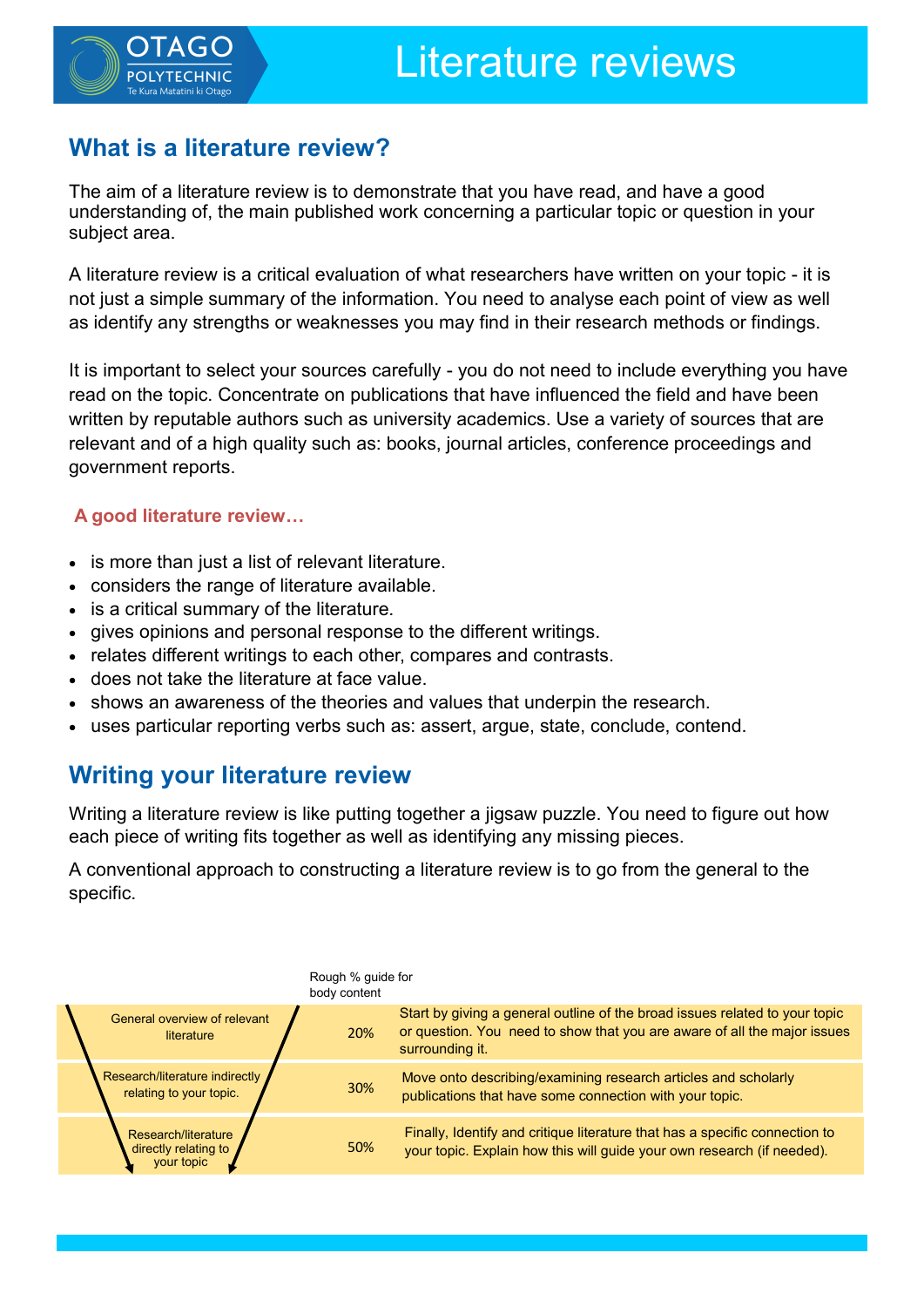# Literature reviews

## What is a literature review?

The aim of a literature review is to demonstrate that you have read, and have a good understanding of, the main published work concerning a particular topic or question in your subject area.

A literature review is a critical evaluation of what researchers have written on your topic - it is not just a simple summary of the information. You need to analyse each point of view as well as identify any strengths or weaknesses you may find in their research methods or findings.

It is important to select your sources carefully - you do not need to include everything you have read on the topic. Concentrate on publications that have influenced the field and have been written by reputable authors such as university academics. Use a variety of sources that are relevant and of a high quality such as: books, journal articles, conference proceedings and government reports.

### A good literature review…

- is more than just a list of relevant literature.
- considers the range of literature available.
- is a critical summary of the literature.
- gives opinions and personal response to the different writings.
- relates different writings to each other, compares and contrasts.
- does not take the literature at face value.
- shows an awareness of the theories and values that underpin the research.
- uses particular reporting verbs such as: assert, argue, state, conclude, contend.

## Writing your literature review

Writing a literature review is like putting together a jigsaw puzzle. You need to figure out how each piece of writing fits together as well as identifying any missing pieces.

A conventional approach to constructing a literature review is to go from the general to the specific.

| | Rough % guide for body content | |
|---|---|---|
| General overview of relevant literature | 20% | Start by giving a general outline of the broad issues related to your topic or question. You need to show that you are aware of all the major issues surrounding it. |
| Research/literature indirectly relating to your topic. | 30% | Move onto describing/examining research articles and scholarly publications that have some connection with your topic. |
| Research/literature directly relating to your topic | 50% | Finally, Identify and critique literature that has a specific connection to your topic. Explain how this will guide your own research (if needed). |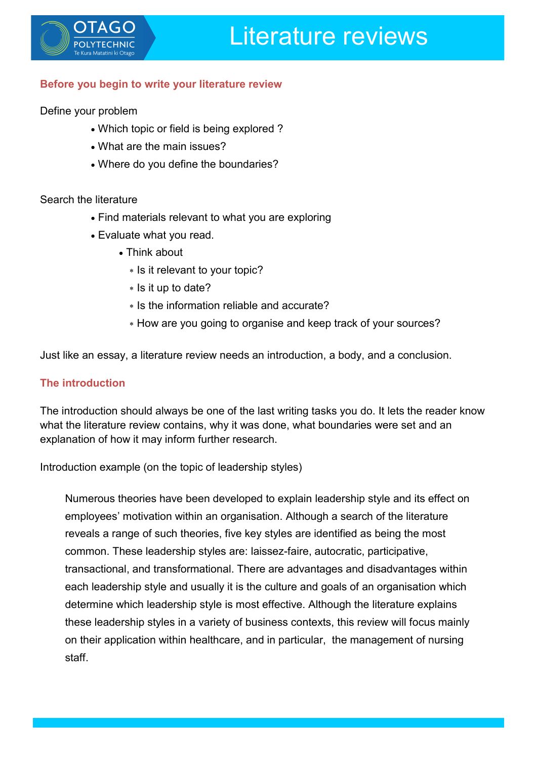# Literature reviews

## Before you begin to write your literature review

Define your problem

- Which topic or field is being explored ?
- What are the main issues?
- Where do you define the boundaries?

Search the literature

- Find materials relevant to what you are exploring
- Evaluate what you read.
  - Think about
    - Is it relevant to your topic?
    - Is it up to date?
    - Is the information reliable and accurate?
    - How are you going to organise and keep track of your sources?

Just like an essay, a literature review needs an introduction, a body, and a conclusion.

## The introduction

The introduction should always be one of the last writing tasks you do. It lets the reader know what the literature review contains, why it was done, what boundaries were set and an explanation of how it may inform further research.

Introduction example (on the topic of leadership styles)

> Numerous theories have been developed to explain leadership style and its effect on employees' motivation within an organisation. Although a search of the literature reveals a range of such theories, five key styles are identified as being the most common. These leadership styles are: laissez-faire, autocratic, participative, transactional, and transformational. There are advantages and disadvantages within each leadership style and usually it is the culture and goals of an organisation which determine which leadership style is most effective. Although the literature explains these leadership styles in a variety of business contexts, this review will focus mainly on their application within healthcare, and in particular, the management of nursing staff.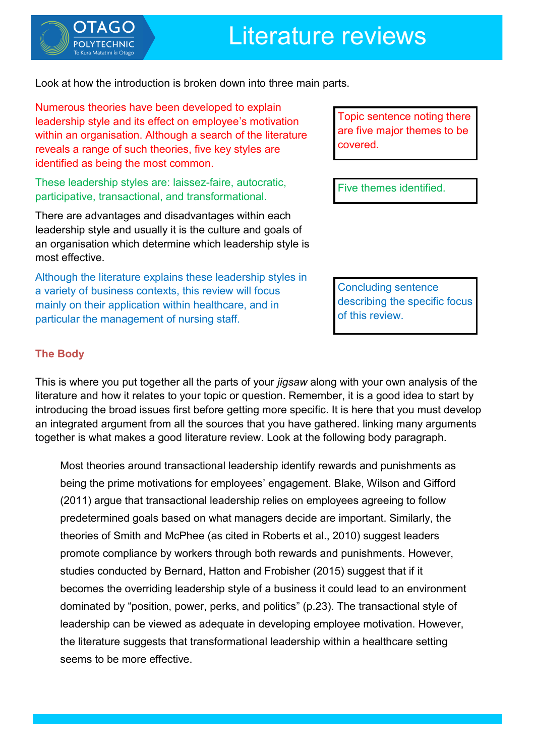Look at how the introduction is broken down into three main parts.

Numerous theories have been developed to explain leadership style and its effect on employee's motivation within an organisation. Although a search of the literature reveals a range of such theories, five key styles are identified as being the most common.

> Topic sentence noting there are five major themes to be covered.

These leadership styles are: laissez-faire, autocratic, participative, transactional, and transformational.

> Five themes identified.

There are advantages and disadvantages within each leadership style and usually it is the culture and goals of an organisation which determine which leadership style is most effective.

Although the literature explains these leadership styles in a variety of business contexts, this review will focus mainly on their application within healthcare, and in particular the management of nursing staff.

> Concluding sentence describing the specific focus of this review.

## The Body

This is where you put together all the parts of your *jigsaw* along with your own analysis of the literature and how it relates to your topic or question. Remember, it is a good idea to start by introducing the broad issues first before getting more specific. It is here that you must develop an integrated argument from all the sources that you have gathered. linking many arguments together is what makes a good literature review. Look at the following body paragraph.

> Most theories around transactional leadership identify rewards and punishments as being the prime motivations for employees' engagement. Blake, Wilson and Gifford (2011) argue that transactional leadership relies on employees agreeing to follow predetermined goals based on what managers decide are important. Similarly, the theories of Smith and McPhee (as cited in Roberts et al., 2010) suggest leaders promote compliance by workers through both rewards and punishments. However, studies conducted by Bernard, Hatton and Frobisher (2015) suggest that if it becomes the overriding leadership style of a business it could lead to an environment dominated by "position, power, perks, and politics" (p.23). The transactional style of leadership can be viewed as adequate in developing employee motivation. However, the literature suggests that transformational leadership within a healthcare setting seems to be more effective.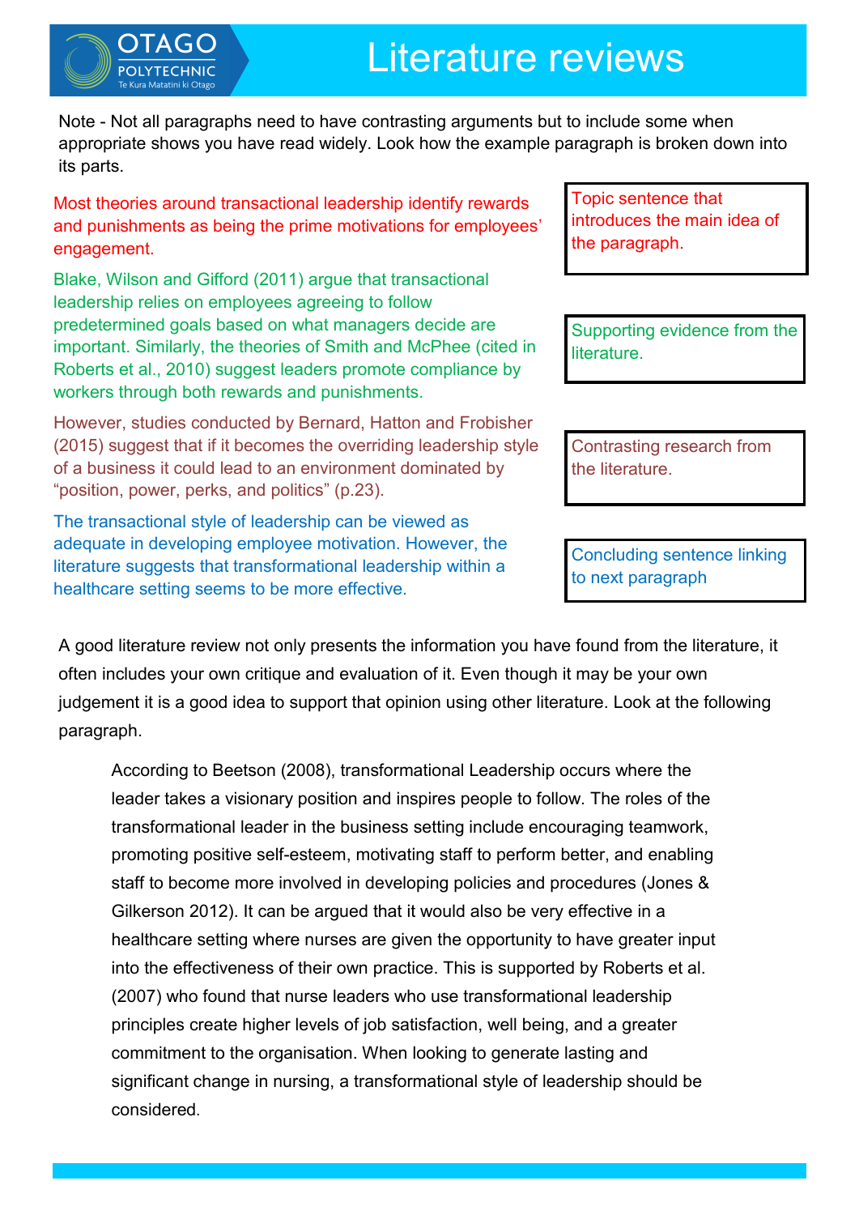# Literature reviews

Note - Not all paragraphs need to have contrasting arguments but to include some when appropriate shows you have read widely. Look how the example paragraph is broken down into its parts.

| Paragraph | Part |
| --- | --- |
| Most theories around transactional leadership identify rewards and punishments as being the prime motivations for employees' engagement. | Topic sentence that introduces the main idea of the paragraph. |
| Blake, Wilson and Gifford (2011) argue that transactional leadership relies on employees agreeing to follow predetermined goals based on what managers decide are important. Similarly, the theories of Smith and McPhee (cited in Roberts et al., 2010) suggest leaders promote compliance by workers through both rewards and punishments. | Supporting evidence from the literature. |
| However, studies conducted by Bernard, Hatton and Frobisher (2015) suggest that if it becomes the overriding leadership style of a business it could lead to an environment dominated by "position, power, perks, and politics" (p.23). | Contrasting research from the literature. |
| The transactional style of leadership can be viewed as adequate in developing employee motivation. However, the literature suggests that transformational leadership within a healthcare setting seems to be more effective. | Concluding sentence linking to next paragraph |

A good literature review not only presents the information you have found from the literature, it often includes your own critique and evaluation of it. Even though it may be your own judgement it is a good idea to support that opinion using other literature. Look at the following paragraph.

> According to Beetson (2008), transformational Leadership occurs where the leader takes a visionary position and inspires people to follow. The roles of the transformational leader in the business setting include encouraging teamwork, promoting positive self-esteem, motivating staff to perform better, and enabling staff to become more involved in developing policies and procedures (Jones & Gilkerson 2012). It can be argued that it would also be very effective in a healthcare setting where nurses are given the opportunity to have greater input into the effectiveness of their own practice. This is supported by Roberts et al. (2007) who found that nurse leaders who use transformational leadership principles create higher levels of job satisfaction, well being, and a greater commitment to the organisation. When looking to generate lasting and significant change in nursing, a transformational style of leadership should be considered.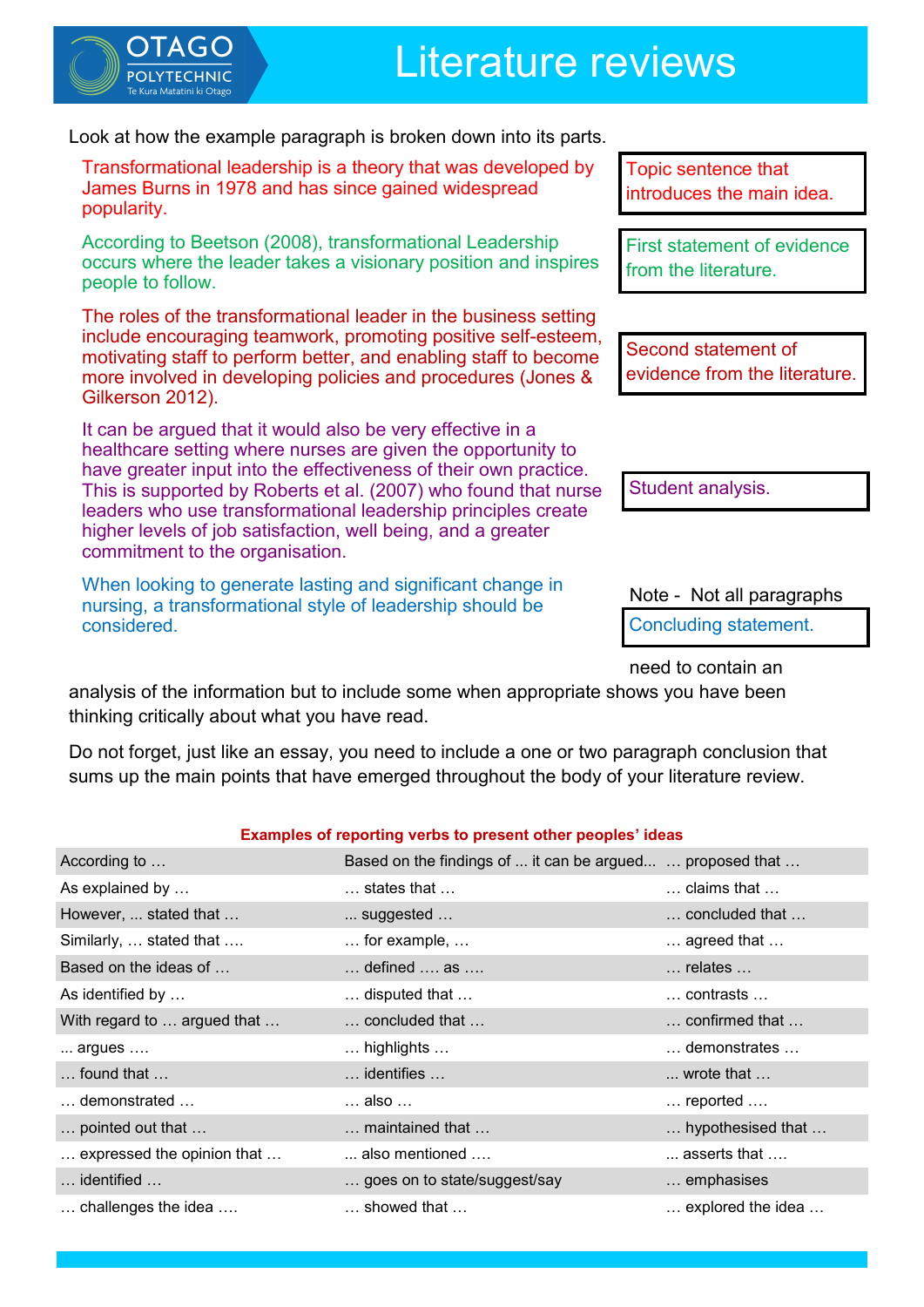# Literature reviews

Look at how the example paragraph is broken down into its parts.

| Paragraph | Part |
|---|---|
| Transformational leadership is a theory that was developed by James Burns in 1978 and has since gained widespread popularity. | Topic sentence that introduces the main idea. |
| According to Beetson (2008), transformational Leadership occurs where the leader takes a visionary position and inspires people to follow. | First statement of evidence from the literature. |
| The roles of the transformational leader in the business setting include encouraging teamwork, promoting positive self-esteem, motivating staff to perform better, and enabling staff to become more involved in developing policies and procedures (Jones & Gilkerson 2012). | Second statement of evidence from the literature. |
| It can be argued that it would also be very effective in a healthcare setting where nurses are given the opportunity to have greater input into the effectiveness of their own practice. This is supported by Roberts et al. (2007) who found that nurse leaders who use transformational leadership principles create higher levels of job satisfaction, well being, and a greater commitment to the organisation. | Student analysis. |
| When looking to generate lasting and significant change in nursing, a transformational style of leadership should be considered. | Concluding statement. |

Note - Not all paragraphs need to contain an analysis of the information but to include some when appropriate shows you have been thinking critically about what you have read.

Do not forget, just like an essay, you need to include a one or two paragraph conclusion that sums up the main points that have emerged throughout the body of your literature review.

**Examples of reporting verbs to present other peoples' ideas**

| | | |
|---|---|---|
| According to … | Based on the findings of ... it can be argued... | … proposed that … |
| As explained by … | … states that … | … claims that … |
| However, ... stated that … | ... suggested … | … concluded that … |
| Similarly, … stated that …. | … for example, … | … agreed that … |
| Based on the ideas of … | … defined …. as …. | … relates … |
| As identified by … | … disputed that … | … contrasts … |
| With regard to … argued that … | … concluded that … | … confirmed that … |
| ... argues …. | … highlights … | … demonstrates … |
| … found that … | … identifies … | ... wrote that … |
| … demonstrated … | … also … | … reported …. |
| … pointed out that … | … maintained that … | … hypothesised that … |
| … expressed the opinion that … | ... also mentioned …. | ... asserts that …. |
| … identified … | … goes on to state/suggest/say | … emphasises |
| … challenges the idea …. | … showed that … | … explored the idea … |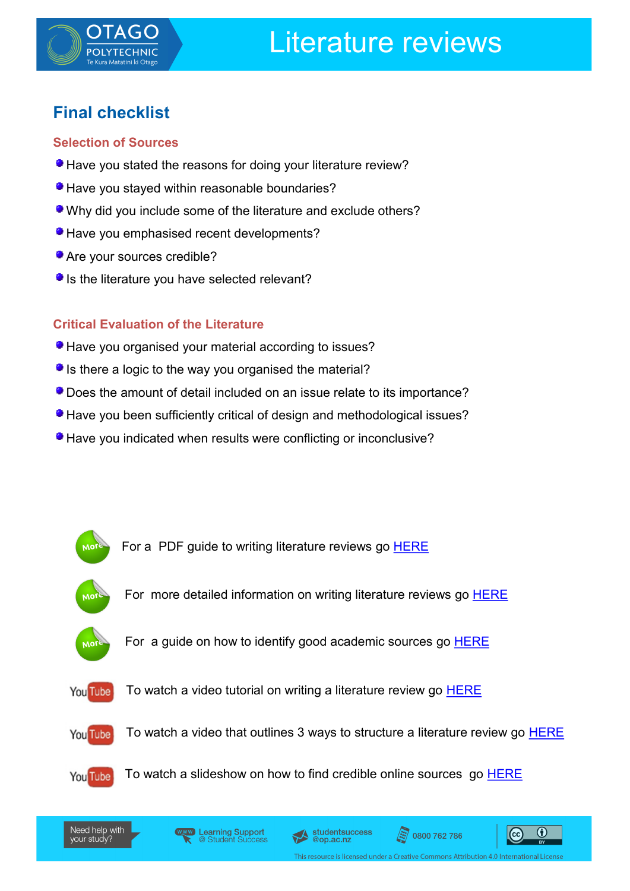# Literature reviews

## Final checklist

### Selection of Sources

- Have you stated the reasons for doing your literature review?
- Have you stayed within reasonable boundaries?
- Why did you include some of the literature and exclude others?
- Have you emphasised recent developments?
- Are your sources credible?
- Is the literature you have selected relevant?

### Critical Evaluation of the Literature

- Have you organised your material according to issues?
- Is there a logic to the way you organised the material?
- Does the amount of detail included on an issue relate to its importance?
- Have you been sufficiently critical of design and methodological issues?
- Have you indicated when results were conflicting or inconclusive?

For a PDF guide to writing literature reviews go HERE

For more detailed information on writing literature reviews go HERE

For a guide on how to identify good academic sources go HERE

To watch a video tutorial on writing a literature review go HERE

To watch a video that outlines 3 ways to structure a literature review go HERE

To watch a slideshow on how to find credible online sources go HERE

Need help with your study? Learning Support @ Student Success | studentsuccess@op.ac.nz | 0800 762 786

This resource is licensed under a Creative Commons Attribution 4.0 International License